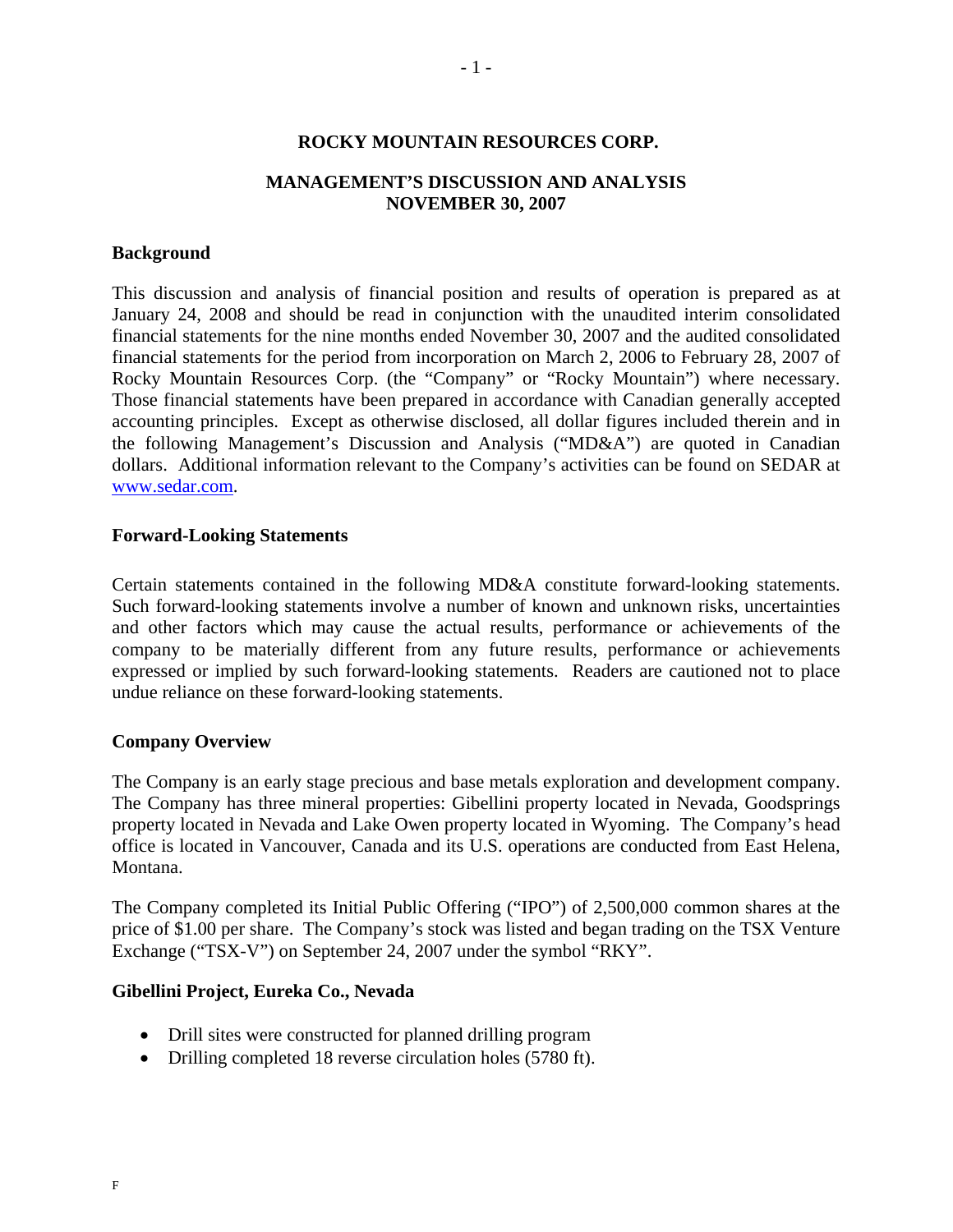# ROCKY MOUNTAIN RESOURCES CORP.

## MANAGEMENT'S DISCUSSION AND ANALYSIS
## NOVEMBER 30, 2007

### Background

This discussion and analysis of financial position and results of operation is prepared as at January 24, 2008 and should be read in conjunction with the unaudited interim consolidated financial statements for the nine months ended November 30, 2007 and the audited consolidated financial statements for the period from incorporation on March 2, 2006 to February 28, 2007 of Rocky Mountain Resources Corp. (the "Company" or "Rocky Mountain") where necessary. Those financial statements have been prepared in accordance with Canadian generally accepted accounting principles. Except as otherwise disclosed, all dollar figures included therein and in the following Management's Discussion and Analysis ("MD&A") are quoted in Canadian dollars. Additional information relevant to the Company's activities can be found on SEDAR at www.sedar.com.

### Forward-Looking Statements

Certain statements contained in the following MD&A constitute forward-looking statements. Such forward-looking statements involve a number of known and unknown risks, uncertainties and other factors which may cause the actual results, performance or achievements of the company to be materially different from any future results, performance or achievements expressed or implied by such forward-looking statements. Readers are cautioned not to place undue reliance on these forward-looking statements.

### Company Overview

The Company is an early stage precious and base metals exploration and development company. The Company has three mineral properties: Gibellini property located in Nevada, Goodsprings property located in Nevada and Lake Owen property located in Wyoming. The Company's head office is located in Vancouver, Canada and its U.S. operations are conducted from East Helena, Montana.

The Company completed its Initial Public Offering ("IPO") of 2,500,000 common shares at the price of $1.00 per share. The Company's stock was listed and began trading on the TSX Venture Exchange ("TSX-V") on September 24, 2007 under the symbol "RKY".

### Gibellini Project, Eureka Co., Nevada

- Drill sites were constructed for planned drilling program
- Drilling completed 18 reverse circulation holes (5780 ft).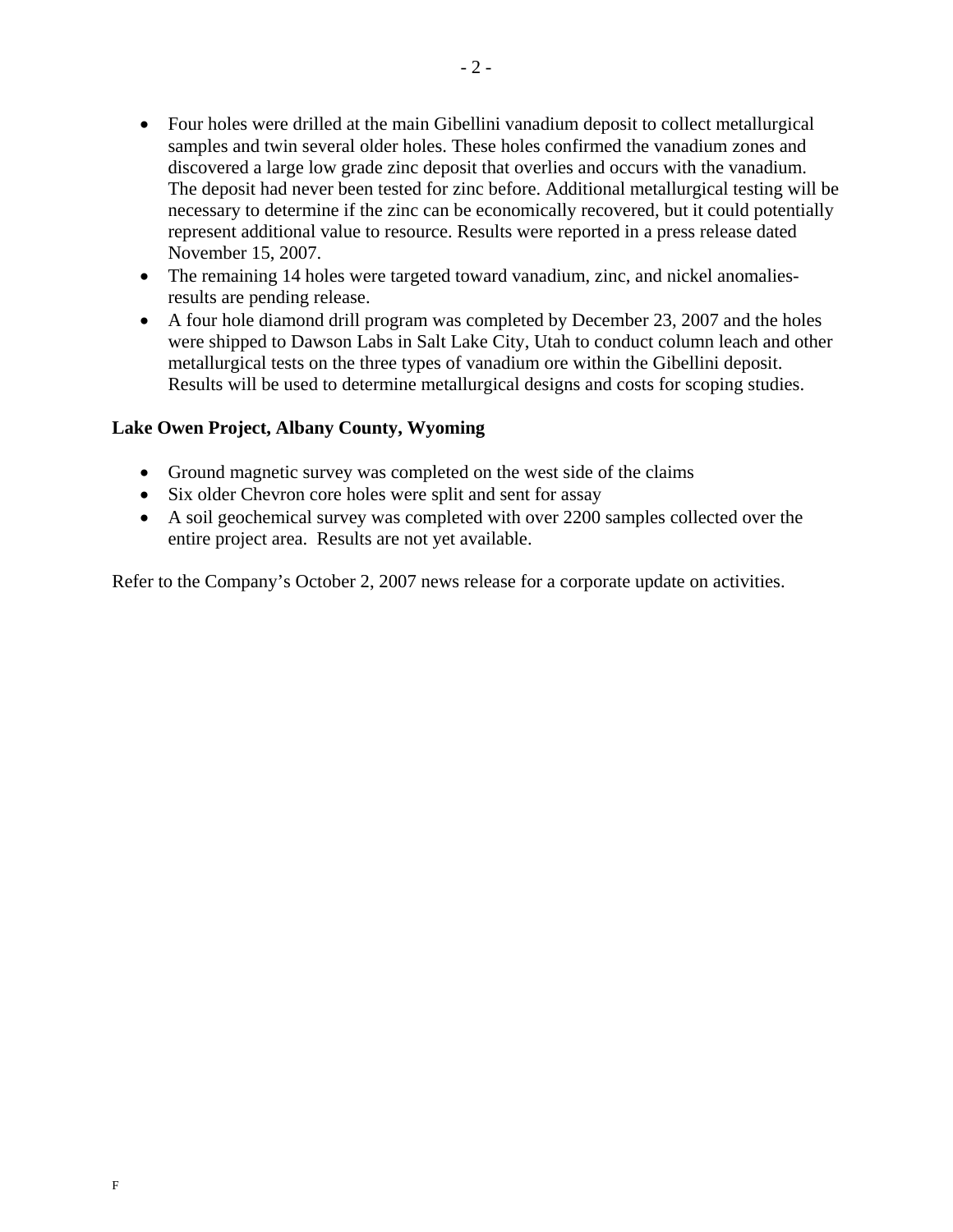- Four holes were drilled at the main Gibellini vanadium deposit to collect metallurgical samples and twin several older holes. These holes confirmed the vanadium zones and discovered a large low grade zinc deposit that overlies and occurs with the vanadium. The deposit had never been tested for zinc before. Additional metallurgical testing will be necessary to determine if the zinc can be economically recovered, but it could potentially represent additional value to resource. Results were reported in a press release dated November 15, 2007.
- The remaining 14 holes were targeted toward vanadium, zinc, and nickel anomalies- results are pending release.
- A four hole diamond drill program was completed by December 23, 2007 and the holes were shipped to Dawson Labs in Salt Lake City, Utah to conduct column leach and other metallurgical tests on the three types of vanadium ore within the Gibellini deposit. Results will be used to determine metallurgical designs and costs for scoping studies.

**Lake Owen Project, Albany County, Wyoming**

- Ground magnetic survey was completed on the west side of the claims
- Six older Chevron core holes were split and sent for assay
- A soil geochemical survey was completed with over 2200 samples collected over the entire project area. Results are not yet available.

Refer to the Company's October 2, 2007 news release for a corporate update on activities.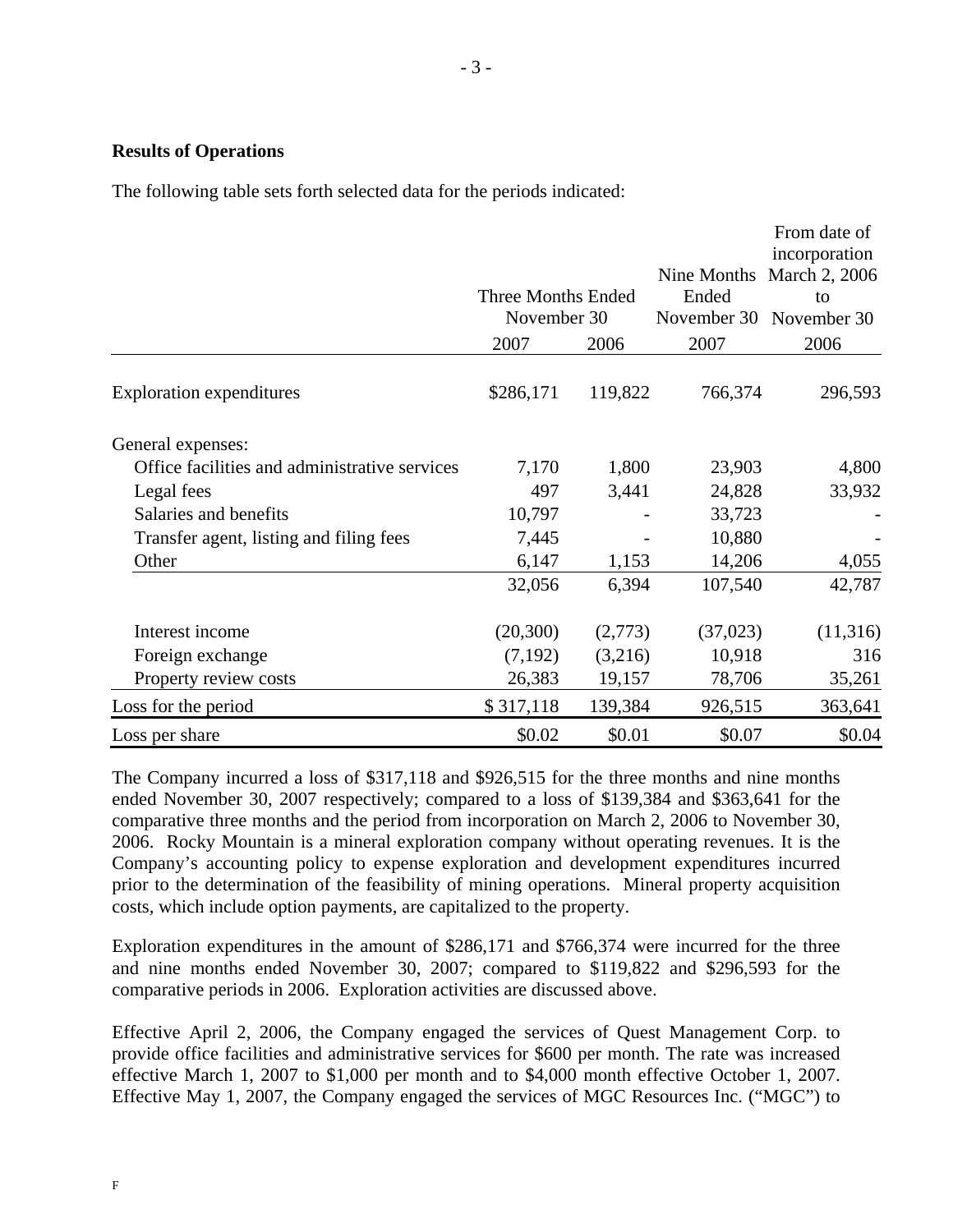**Results of Operations**

The following table sets forth selected data for the periods indicated:

| | Three Months Ended November 30 | | Nine Months Ended November 30 | From date of incorporation March 2, 2006 to November 30 |
|---|---|---|---|---|
| | 2007 | 2006 | 2007 | 2006 |
| Exploration expenditures | $286,171 | 119,822 | 766,374 | 296,593 |
| General expenses: | | | | |
| Office facilities and administrative services | 7,170 | 1,800 | 23,903 | 4,800 |
| Legal fees | 497 | 3,441 | 24,828 | 33,932 |
| Salaries and benefits | 10,797 | - | 33,723 | - |
| Transfer agent, listing and filing fees | 7,445 | - | 10,880 | - |
| Other | 6,147 | 1,153 | 14,206 | 4,055 |
| | 32,056 | 6,394 | 107,540 | 42,787 |
| Interest income | (20,300) | (2,773) | (37,023) | (11,316) |
| Foreign exchange | (7,192) | (3,216) | 10,918 | 316 |
| Property review costs | 26,383 | 19,157 | 78,706 | 35,261 |
| Loss for the period | $ 317,118 | 139,384 | 926,515 | 363,641 |
| Loss per share | $0.02 | $0.01 | $0.07 | $0.04 |

The Company incurred a loss of $317,118 and $926,515 for the three months and nine months ended November 30, 2007 respectively; compared to a loss of $139,384 and $363,641 for the comparative three months and the period from incorporation on March 2, 2006 to November 30, 2006. Rocky Mountain is a mineral exploration company without operating revenues. It is the Company's accounting policy to expense exploration and development expenditures incurred prior to the determination of the feasibility of mining operations. Mineral property acquisition costs, which include option payments, are capitalized to the property.

Exploration expenditures in the amount of $286,171 and $766,374 were incurred for the three and nine months ended November 30, 2007; compared to $119,822 and $296,593 for the comparative periods in 2006. Exploration activities are discussed above.

Effective April 2, 2006, the Company engaged the services of Quest Management Corp. to provide office facilities and administrative services for $600 per month. The rate was increased effective March 1, 2007 to $1,000 per month and to $4,000 month effective October 1, 2007. Effective May 1, 2007, the Company engaged the services of MGC Resources Inc. ("MGC") to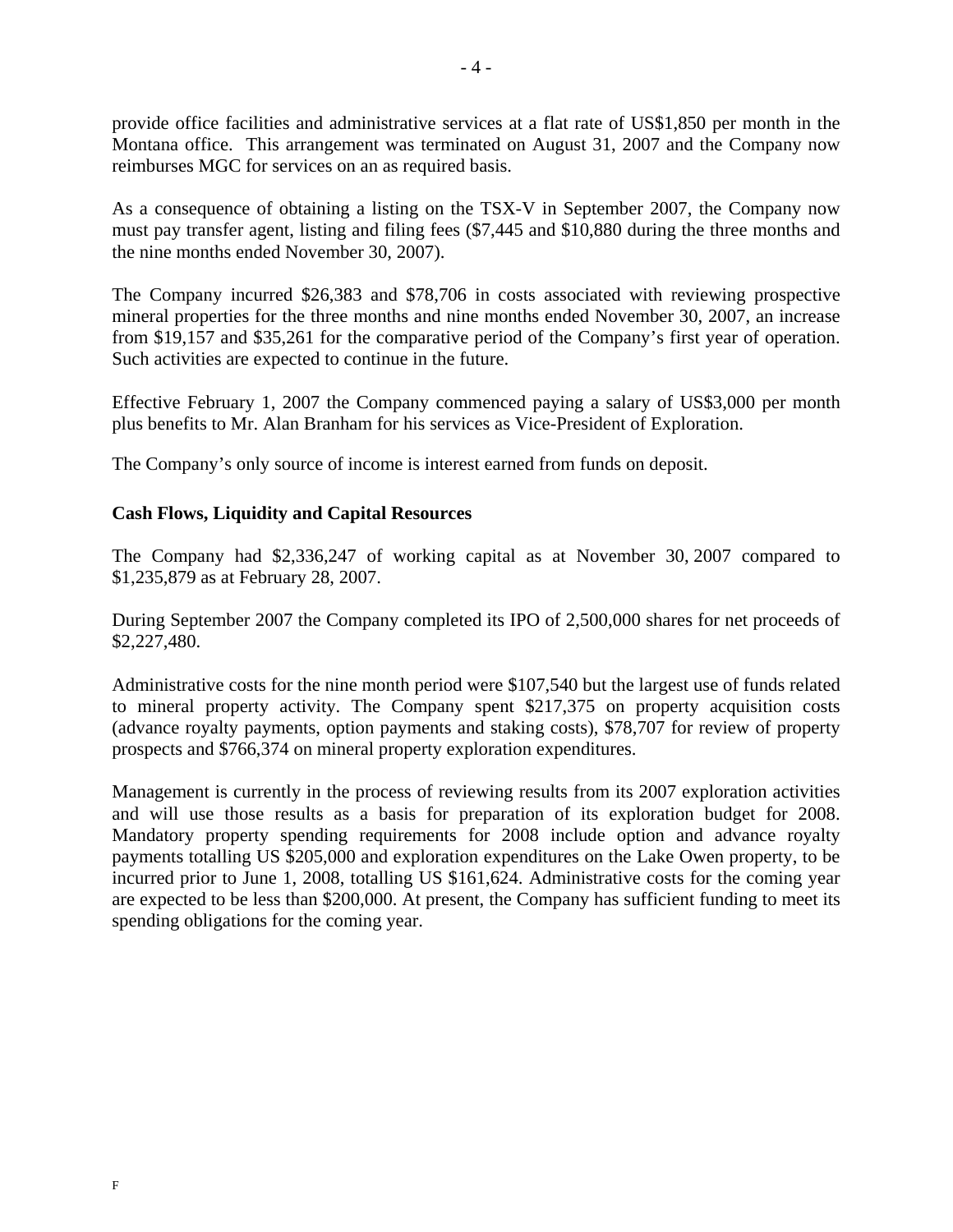provide office facilities and administrative services at a flat rate of US$1,850 per month in the Montana office. This arrangement was terminated on August 31, 2007 and the Company now reimburses MGC for services on an as required basis.

As a consequence of obtaining a listing on the TSX-V in September 2007, the Company now must pay transfer agent, listing and filing fees ($7,445 and $10,880 during the three months and the nine months ended November 30, 2007).

The Company incurred $26,383 and $78,706 in costs associated with reviewing prospective mineral properties for the three months and nine months ended November 30, 2007, an increase from $19,157 and $35,261 for the comparative period of the Company's first year of operation. Such activities are expected to continue in the future.

Effective February 1, 2007 the Company commenced paying a salary of US$3,000 per month plus benefits to Mr. Alan Branham for his services as Vice-President of Exploration.

The Company's only source of income is interest earned from funds on deposit.

**Cash Flows, Liquidity and Capital Resources**

The Company had $2,336,247 of working capital as at November 30, 2007 compared to $1,235,879 as at February 28, 2007.

During September 2007 the Company completed its IPO of 2,500,000 shares for net proceeds of $2,227,480.

Administrative costs for the nine month period were $107,540 but the largest use of funds related to mineral property activity. The Company spent $217,375 on property acquisition costs (advance royalty payments, option payments and staking costs), $78,707 for review of property prospects and $766,374 on mineral property exploration expenditures.

Management is currently in the process of reviewing results from its 2007 exploration activities and will use those results as a basis for preparation of its exploration budget for 2008. Mandatory property spending requirements for 2008 include option and advance royalty payments totalling US $205,000 and exploration expenditures on the Lake Owen property, to be incurred prior to June 1, 2008, totalling US $161,624. Administrative costs for the coming year are expected to be less than $200,000. At present, the Company has sufficient funding to meet its spending obligations for the coming year.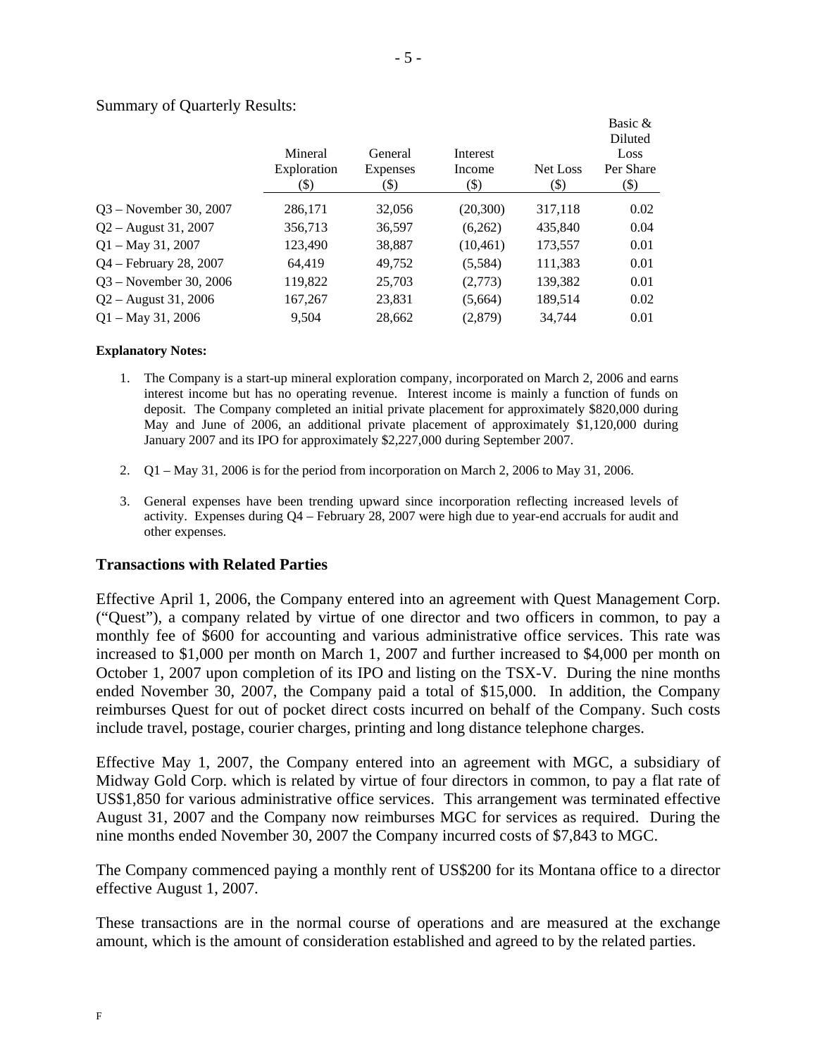Summary of Quarterly Results:

| | Mineral Exploration ($) | General Expenses ($) | Interest Income ($) | Net Loss ($) | Basic & Diluted Loss Per Share ($) |
|---|---|---|---|---|---|
| Q3 – November 30, 2007 | 286,171 | 32,056 | (20,300) | 317,118 | 0.02 |
| Q2 – August 31, 2007 | 356,713 | 36,597 | (6,262) | 435,840 | 0.04 |
| Q1 – May 31, 2007 | 123,490 | 38,887 | (10,461) | 173,557 | 0.01 |
| Q4 – February 28, 2007 | 64,419 | 49,752 | (5,584) | 111,383 | 0.01 |
| Q3 – November 30, 2006 | 119,822 | 25,703 | (2,773) | 139,382 | 0.01 |
| Q2 – August 31, 2006 | 167,267 | 23,831 | (5,664) | 189,514 | 0.02 |
| Q1 – May 31, 2006 | 9,504 | 28,662 | (2,879) | 34,744 | 0.01 |

**Explanatory Notes:**

1. The Company is a start-up mineral exploration company, incorporated on March 2, 2006 and earns interest income but has no operating revenue. Interest income is mainly a function of funds on deposit. The Company completed an initial private placement for approximately $820,000 during May and June of 2006, an additional private placement of approximately $1,120,000 during January 2007 and its IPO for approximately $2,227,000 during September 2007.

2. Q1 – May 31, 2006 is for the period from incorporation on March 2, 2006 to May 31, 2006.

3. General expenses have been trending upward since incorporation reflecting increased levels of activity. Expenses during Q4 – February 28, 2007 were high due to year-end accruals for audit and other expenses.

## Transactions with Related Parties

Effective April 1, 2006, the Company entered into an agreement with Quest Management Corp. ("Quest"), a company related by virtue of one director and two officers in common, to pay a monthly fee of $600 for accounting and various administrative office services. This rate was increased to $1,000 per month on March 1, 2007 and further increased to $4,000 per month on October 1, 2007 upon completion of its IPO and listing on the TSX-V. During the nine months ended November 30, 2007, the Company paid a total of $15,000. In addition, the Company reimburses Quest for out of pocket direct costs incurred on behalf of the Company. Such costs include travel, postage, courier charges, printing and long distance telephone charges.

Effective May 1, 2007, the Company entered into an agreement with MGC, a subsidiary of Midway Gold Corp. which is related by virtue of four directors in common, to pay a flat rate of US$1,850 for various administrative office services. This arrangement was terminated effective August 31, 2007 and the Company now reimburses MGC for services as required. During the nine months ended November 30, 2007 the Company incurred costs of $7,843 to MGC.

The Company commenced paying a monthly rent of US$200 for its Montana office to a director effective August 1, 2007.

These transactions are in the normal course of operations and are measured at the exchange amount, which is the amount of consideration established and agreed to by the related parties.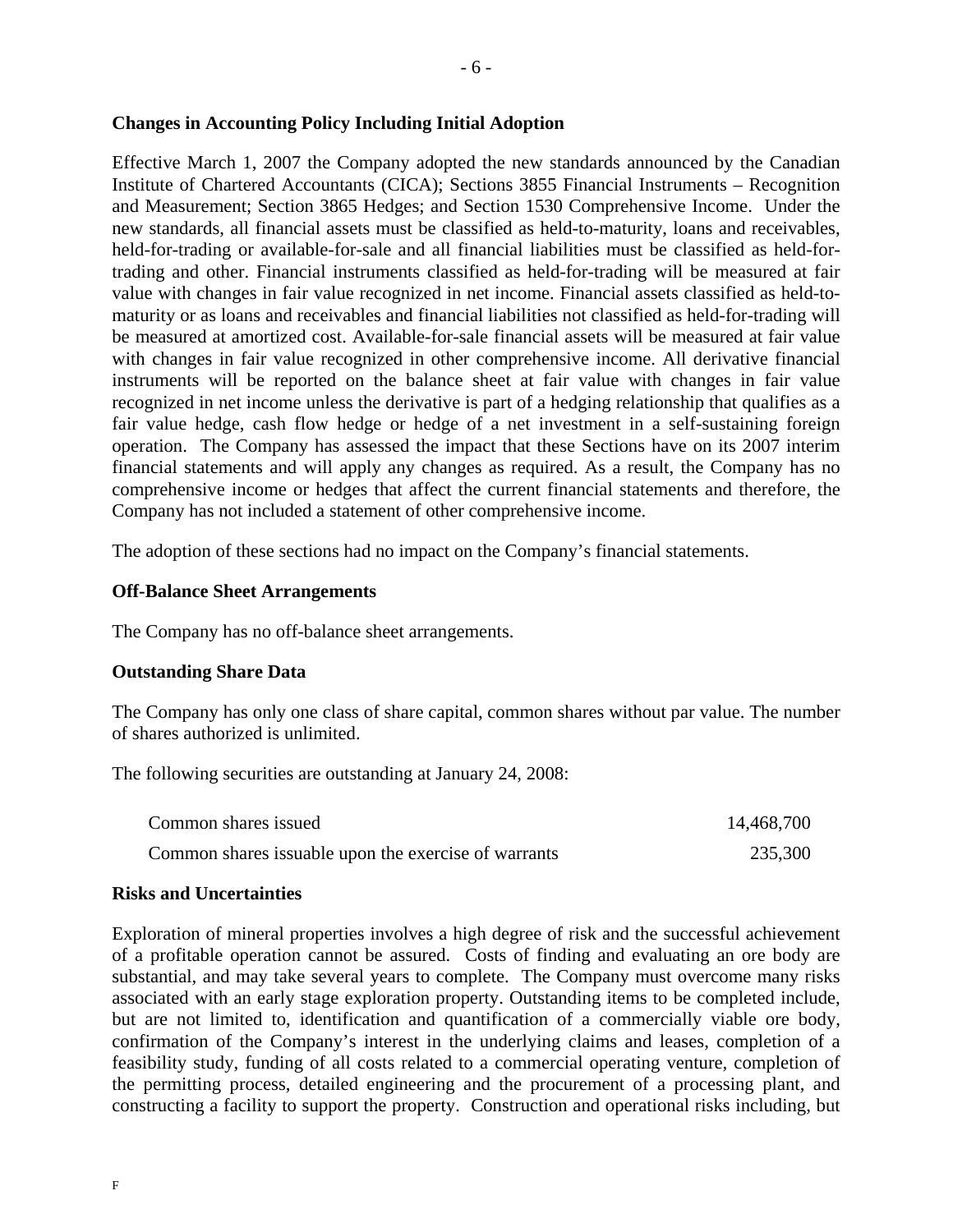### Changes in Accounting Policy Including Initial Adoption

Effective March 1, 2007 the Company adopted the new standards announced by the Canadian Institute of Chartered Accountants (CICA); Sections 3855 Financial Instruments – Recognition and Measurement; Section 3865 Hedges; and Section 1530 Comprehensive Income. Under the new standards, all financial assets must be classified as held-to-maturity, loans and receivables, held-for-trading or available-for-sale and all financial liabilities must be classified as held-for-trading and other. Financial instruments classified as held-for-trading will be measured at fair value with changes in fair value recognized in net income. Financial assets classified as held-to-maturity or as loans and receivables and financial liabilities not classified as held-for-trading will be measured at amortized cost. Available-for-sale financial assets will be measured at fair value with changes in fair value recognized in other comprehensive income. All derivative financial instruments will be reported on the balance sheet at fair value with changes in fair value recognized in net income unless the derivative is part of a hedging relationship that qualifies as a fair value hedge, cash flow hedge or hedge of a net investment in a self-sustaining foreign operation. The Company has assessed the impact that these Sections have on its 2007 interim financial statements and will apply any changes as required. As a result, the Company has no comprehensive income or hedges that affect the current financial statements and therefore, the Company has not included a statement of other comprehensive income.

The adoption of these sections had no impact on the Company's financial statements.

### Off-Balance Sheet Arrangements

The Company has no off-balance sheet arrangements.

### Outstanding Share Data

The Company has only one class of share capital, common shares without par value. The number of shares authorized is unlimited.

The following securities are outstanding at January 24, 2008:

| | |
|---|---|
| Common shares issued | 14,468,700 |
| Common shares issuable upon the exercise of warrants | 235,300 |

### Risks and Uncertainties

Exploration of mineral properties involves a high degree of risk and the successful achievement of a profitable operation cannot be assured. Costs of finding and evaluating an ore body are substantial, and may take several years to complete. The Company must overcome many risks associated with an early stage exploration property. Outstanding items to be completed include, but are not limited to, identification and quantification of a commercially viable ore body, confirmation of the Company's interest in the underlying claims and leases, completion of a feasibility study, funding of all costs related to a commercial operating venture, completion of the permitting process, detailed engineering and the procurement of a processing plant, and constructing a facility to support the property. Construction and operational risks including, but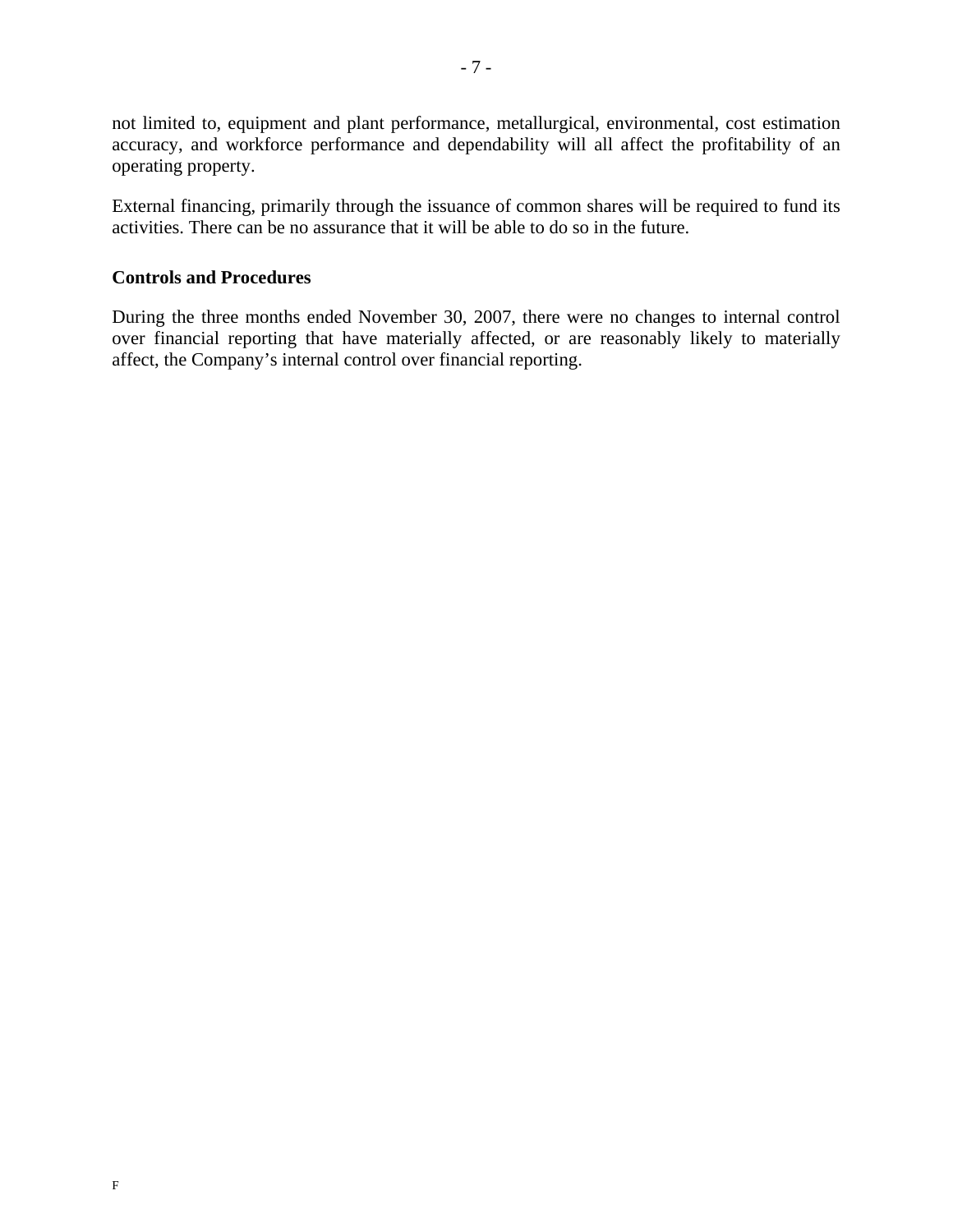not limited to, equipment and plant performance, metallurgical, environmental, cost estimation accuracy, and workforce performance and dependability will all affect the profitability of an operating property.

External financing, primarily through the issuance of common shares will be required to fund its activities. There can be no assurance that it will be able to do so in the future.

**Controls and Procedures**

During the three months ended November 30, 2007, there were no changes to internal control over financial reporting that have materially affected, or are reasonably likely to materially affect, the Company's internal control over financial reporting.